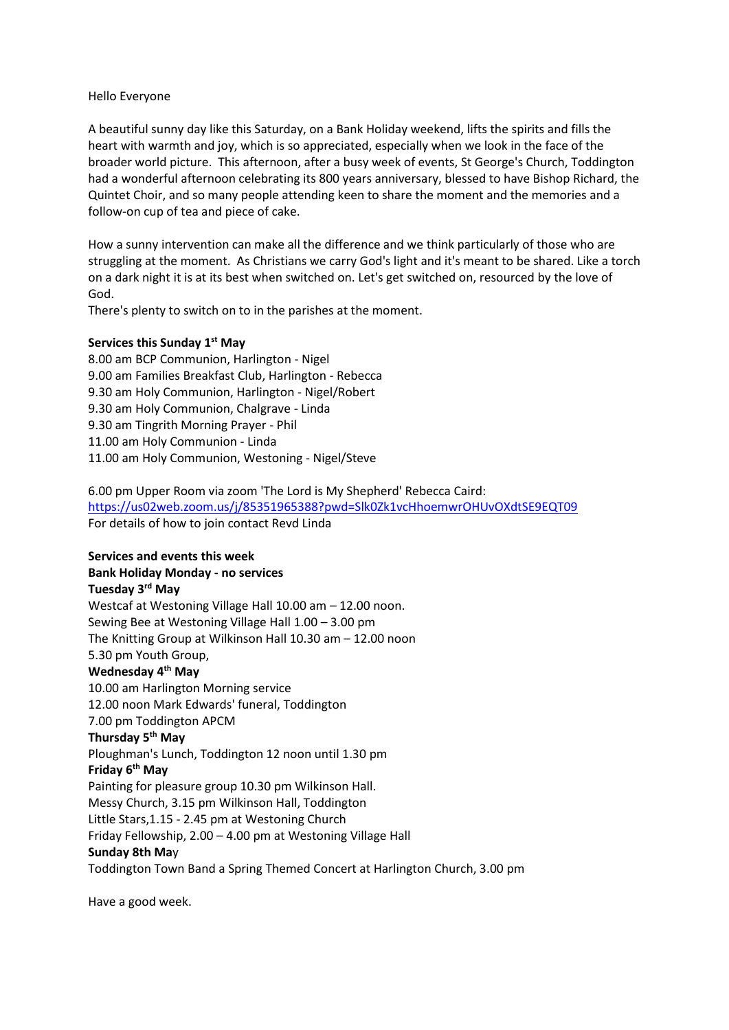Hello Everyone

A beautiful sunny day like this Saturday, on a Bank Holiday weekend, lifts the spirits and fills the heart with warmth and joy, which is so appreciated, especially when we look in the face of the broader world picture. This afternoon, after a busy week of events, St George's Church, Toddington had a wonderful afternoon celebrating its 800 years anniversary, blessed to have Bishop Richard, the Quintet Choir, and so many people attending keen to share the moment and the memories and a follow-on cup of tea and piece of cake.

How a sunny intervention can make all the difference and we think particularly of those who are struggling at the moment. As Christians we carry God's light and it's meant to be shared. Like a torch on a dark night it is at its best when switched on. Let's get switched on, resourced by the love of God.
There's plenty to switch on to in the parishes at the moment.

**Services this Sunday 1st May**
8.00 am BCP Communion, Harlington - Nigel
9.00 am Families Breakfast Club, Harlington - Rebecca
9.30 am Holy Communion, Harlington - Nigel/Robert
9.30 am Holy Communion, Chalgrave - Linda
9.30 am Tingrith Morning Prayer - Phil
11.00 am Holy Communion - Linda
11.00 am Holy Communion, Westoning - Nigel/Steve

6.00 pm Upper Room via zoom 'The Lord is My Shepherd' Rebecca Caird:
https://us02web.zoom.us/j/85351965388?pwd=Slk0Zk1vcHhoemwrOHUvOXdtSE9EQT09
For details of how to join contact Revd Linda

**Services and events this week**
**Bank Holiday Monday - no services**
**Tuesday 3rd May**
Westcaf at Westoning Village Hall 10.00 am – 12.00 noon.
Sewing Bee at Westoning Village Hall 1.00 – 3.00 pm
The Knitting Group at Wilkinson Hall 10.30 am – 12.00 noon
5.30 pm Youth Group,
**Wednesday 4th May**
10.00 am Harlington Morning service
12.00 noon Mark Edwards' funeral, Toddington
7.00 pm Toddington APCM
**Thursday 5th May**
Ploughman's Lunch, Toddington 12 noon until 1.30 pm
**Friday 6th May**
Painting for pleasure group 10.30 pm Wilkinson Hall.
Messy Church, 3.15 pm Wilkinson Hall, Toddington
Little Stars,1.15 - 2.45 pm at Westoning Church
Friday Fellowship, 2.00 – 4.00 pm at Westoning Village Hall
**Sunday 8th May**
Toddington Town Band a Spring Themed Concert at Harlington Church, 3.00 pm

Have a good week.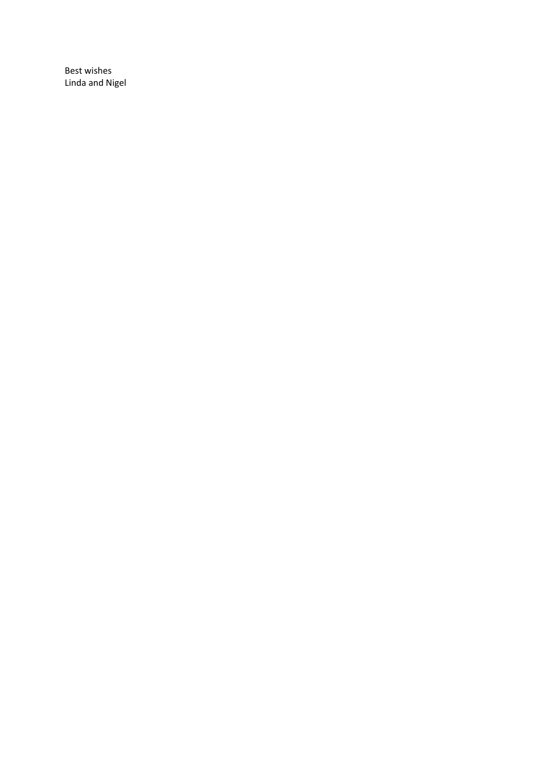Best wishes  
Linda and Nigel